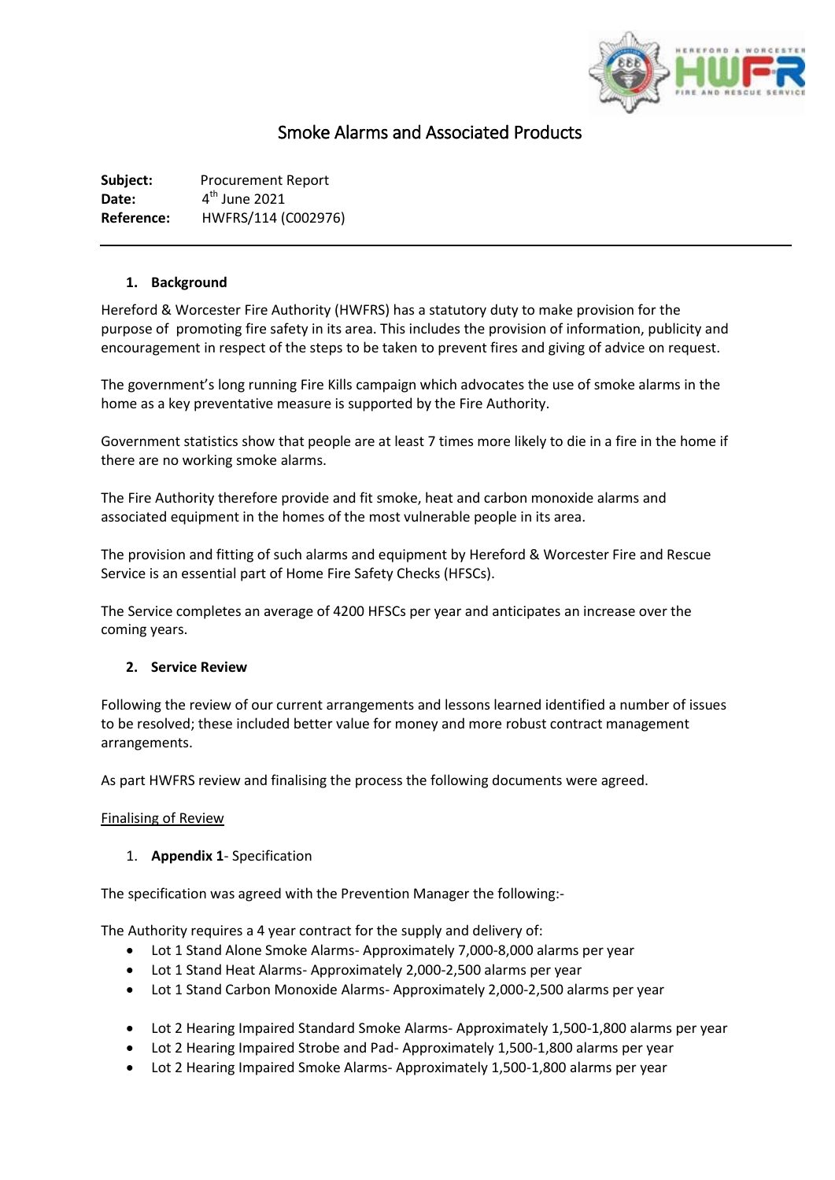# Smoke Alarms and Associated Products

**Subject:** Procurement Report
**Date:** 4th June 2021
**Reference:** HWFRS/114 (C002976)

---

## 1. Background

Hereford & Worcester Fire Authority (HWFRS) has a statutory duty to make provision for the purpose of promoting fire safety in its area. This includes the provision of information, publicity and encouragement in respect of the steps to be taken to prevent fires and giving of advice on request.

The government's long running Fire Kills campaign which advocates the use of smoke alarms in the home as a key preventative measure is supported by the Fire Authority.

Government statistics show that people are at least 7 times more likely to die in a fire in the home if there are no working smoke alarms.

The Fire Authority therefore provide and fit smoke, heat and carbon monoxide alarms and associated equipment in the homes of the most vulnerable people in its area.

The provision and fitting of such alarms and equipment by Hereford & Worcester Fire and Rescue Service is an essential part of Home Fire Safety Checks (HFSCs).

The Service completes an average of 4200 HFSCs per year and anticipates an increase over the coming years.

## 2. Service Review

Following the review of our current arrangements and lessons learned identified a number of issues to be resolved; these included better value for money and more robust contract management arrangements.

As part HWFRS review and finalising the process the following documents were agreed.

<u>Finalising of Review</u>

1. **Appendix 1**- Specification

The specification was agreed with the Prevention Manager the following:-

The Authority requires a 4 year contract for the supply and delivery of:

- Lot 1 Stand Alone Smoke Alarms- Approximately 7,000-8,000 alarms per year
- Lot 1 Stand Heat Alarms- Approximately 2,000-2,500 alarms per year
- Lot 1 Stand Carbon Monoxide Alarms- Approximately 2,000-2,500 alarms per year

- Lot 2 Hearing Impaired Standard Smoke Alarms- Approximately 1,500-1,800 alarms per year
- Lot 2 Hearing Impaired Strobe and Pad- Approximately 1,500-1,800 alarms per year
- Lot 2 Hearing Impaired Smoke Alarms- Approximately 1,500-1,800 alarms per year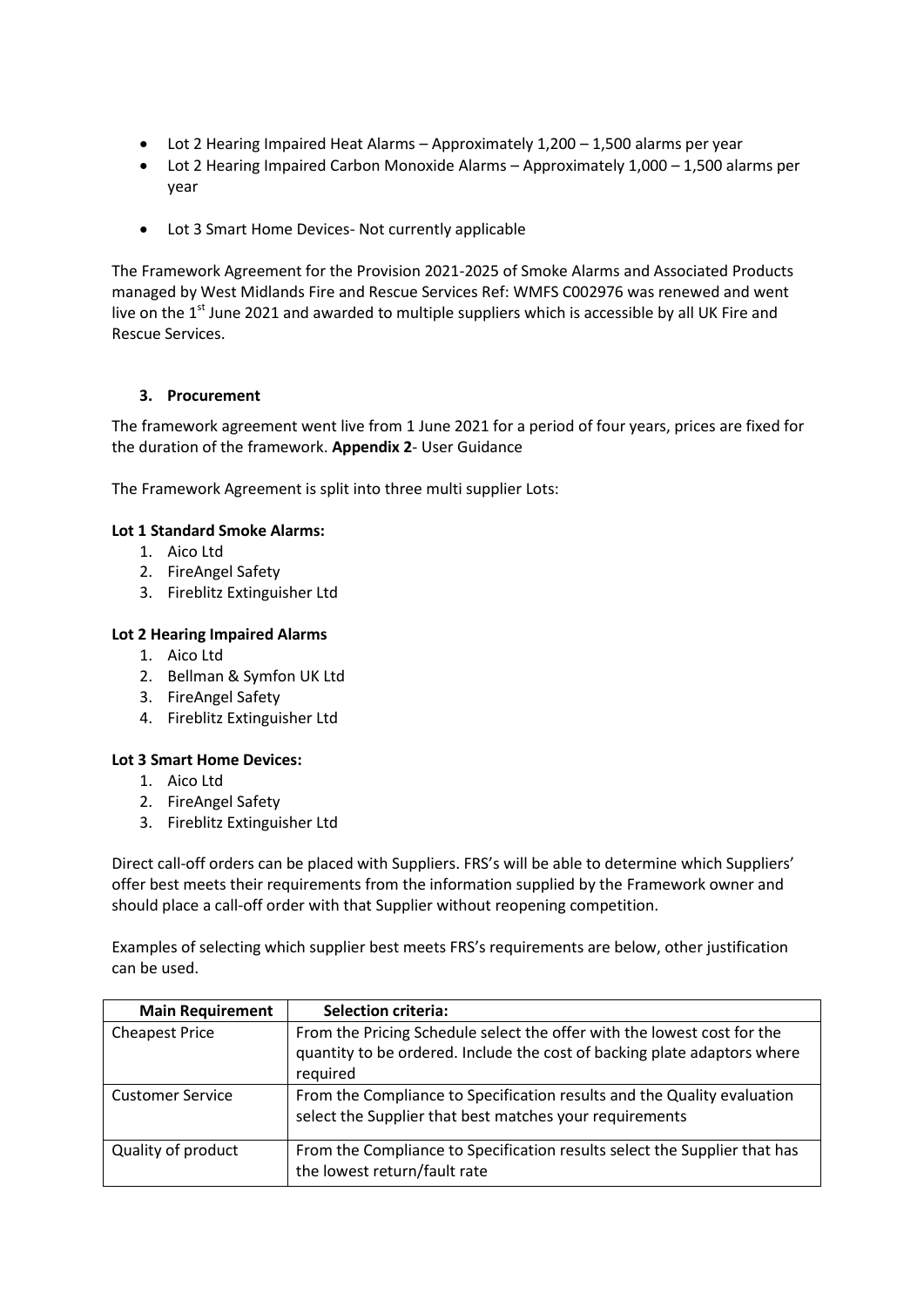- Lot 2 Hearing Impaired Heat Alarms – Approximately 1,200 – 1,500 alarms per year
- Lot 2 Hearing Impaired Carbon Monoxide Alarms – Approximately 1,000 – 1,500 alarms per year

- Lot 3 Smart Home Devices- Not currently applicable

The Framework Agreement for the Provision 2021-2025 of Smoke Alarms and Associated Products managed by West Midlands Fire and Rescue Services Ref: WMFS C002976 was renewed and went live on the 1st June 2021 and awarded to multiple suppliers which is accessible by all UK Fire and Rescue Services.

### 3. Procurement

The framework agreement went live from 1 June 2021 for a period of four years, prices are fixed for the duration of the framework. **Appendix 2**- User Guidance

The Framework Agreement is split into three multi supplier Lots:

**Lot 1 Standard Smoke Alarms:**

1. Aico Ltd
2. FireAngel Safety
3. Fireblitz Extinguisher Ltd

**Lot 2 Hearing Impaired Alarms**

1. Aico Ltd
2. Bellman & Symfon UK Ltd
3. FireAngel Safety
4. Fireblitz Extinguisher Ltd

**Lot 3 Smart Home Devices:**

1. Aico Ltd
2. FireAngel Safety
3. Fireblitz Extinguisher Ltd

Direct call-off orders can be placed with Suppliers. FRS's will be able to determine which Suppliers' offer best meets their requirements from the information supplied by the Framework owner and should place a call-off order with that Supplier without reopening competition.

Examples of selecting which supplier best meets FRS's requirements are below, other justification can be used.

| Main Requirement | Selection criteria: |
|---|---|
| Cheapest Price | From the Pricing Schedule select the offer with the lowest cost for the quantity to be ordered. Include the cost of backing plate adaptors where required |
| Customer Service | From the Compliance to Specification results and the Quality evaluation select the Supplier that best matches your requirements |
| Quality of product | From the Compliance to Specification results select the Supplier that has the lowest return/fault rate |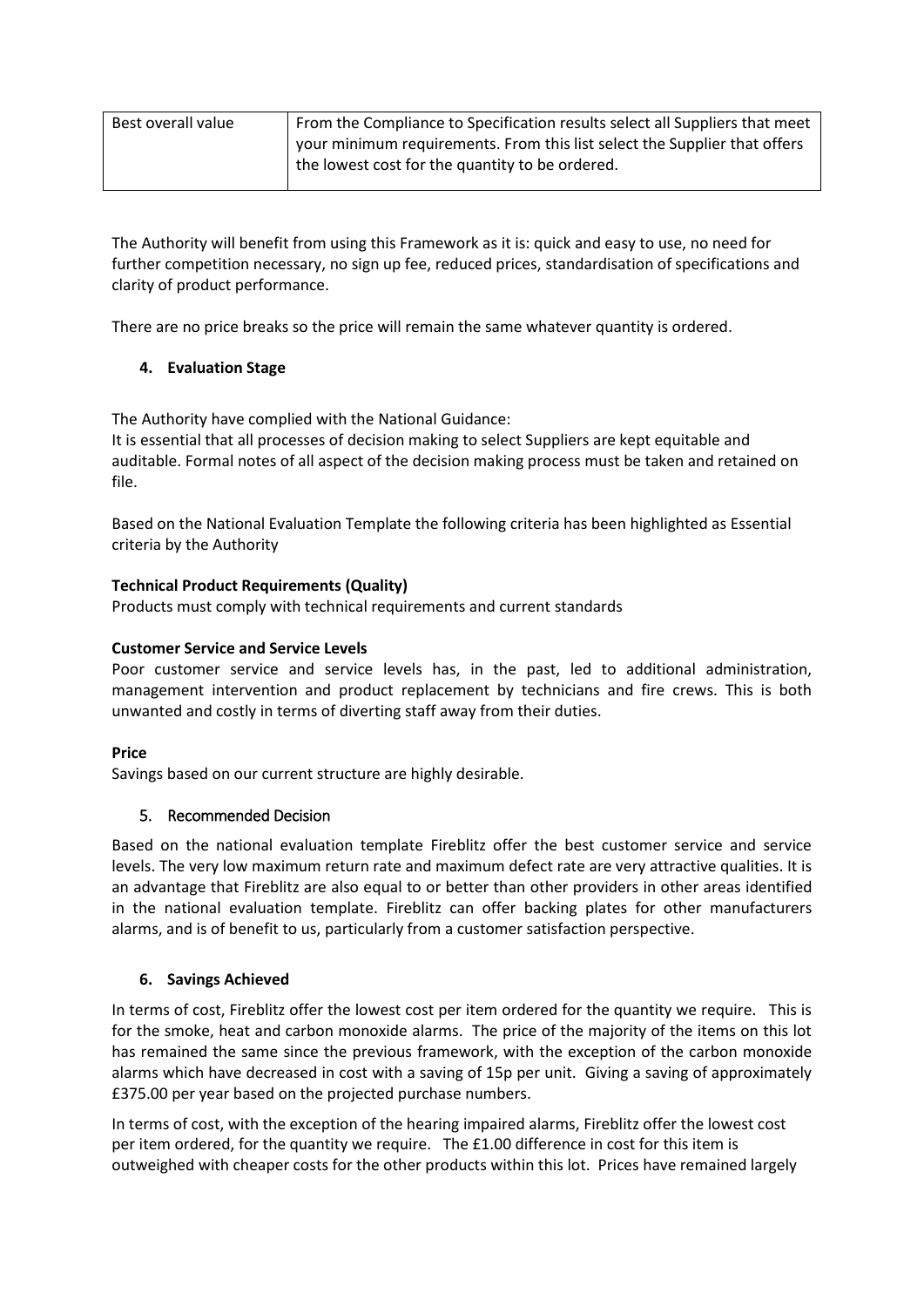| Best overall value | From the Compliance to Specification results select all Suppliers that meet your minimum requirements. From this list select the Supplier that offers the lowest cost for the quantity to be ordered. |
|---|---|

The Authority will benefit from using this Framework as it is: quick and easy to use, no need for further competition necessary, no sign up fee, reduced prices, standardisation of specifications and clarity of product performance.

There are no price breaks so the price will remain the same whatever quantity is ordered.

## 4. Evaluation Stage

The Authority have complied with the National Guidance:
It is essential that all processes of decision making to select Suppliers are kept equitable and auditable. Formal notes of all aspect of the decision making process must be taken and retained on file.

Based on the National Evaluation Template the following criteria has been highlighted as Essential criteria by the Authority

**Technical Product Requirements (Quality)**
Products must comply with technical requirements and current standards

**Customer Service and Service Levels**
Poor customer service and service levels has, in the past, led to additional administration, management intervention and product replacement by technicians and fire crews. This is both unwanted and costly in terms of diverting staff away from their duties.

**Price**
Savings based on our current structure are highly desirable.

## 5. Recommended Decision

Based on the national evaluation template Fireblitz offer the best customer service and service levels. The very low maximum return rate and maximum defect rate are very attractive qualities. It is an advantage that Fireblitz are also equal to or better than other providers in other areas identified in the national evaluation template. Fireblitz can offer backing plates for other manufacturers alarms, and is of benefit to us, particularly from a customer satisfaction perspective.

## 6. Savings Achieved

In terms of cost, Fireblitz offer the lowest cost per item ordered for the quantity we require. This is for the smoke, heat and carbon monoxide alarms. The price of the majority of the items on this lot has remained the same since the previous framework, with the exception of the carbon monoxide alarms which have decreased in cost with a saving of 15p per unit. Giving a saving of approximately £375.00 per year based on the projected purchase numbers.

In terms of cost, with the exception of the hearing impaired alarms, Fireblitz offer the lowest cost per item ordered, for the quantity we require. The £1.00 difference in cost for this item is outweighed with cheaper costs for the other products within this lot. Prices have remained largely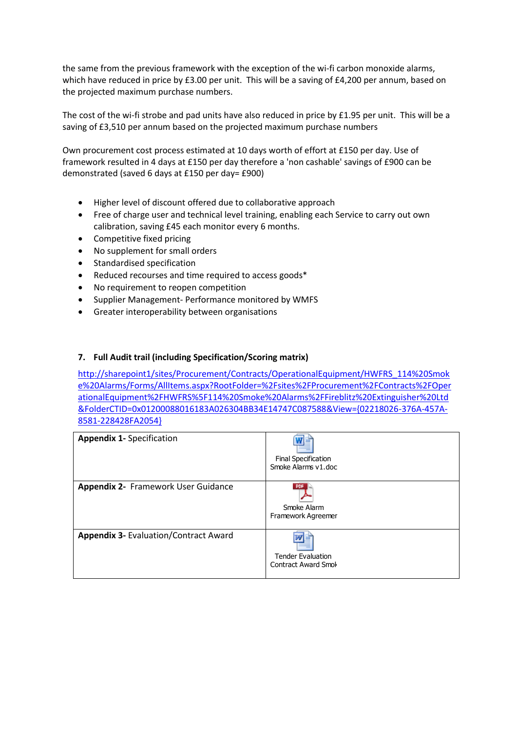the same from the previous framework with the exception of the wi-fi carbon monoxide alarms, which have reduced in price by £3.00 per unit. This will be a saving of £4,200 per annum, based on the projected maximum purchase numbers.

The cost of the wi-fi strobe and pad units have also reduced in price by £1.95 per unit. This will be a saving of £3,510 per annum based on the projected maximum purchase numbers

Own procurement cost process estimated at 10 days worth of effort at £150 per day. Use of framework resulted in 4 days at £150 per day therefore a 'non cashable' savings of £900 can be demonstrated (saved 6 days at £150 per day= £900)

- Higher level of discount offered due to collaborative approach
- Free of charge user and technical level training, enabling each Service to carry out own calibration, saving £45 each monitor every 6 months.
- Competitive fixed pricing
- No supplement for small orders
- Standardised specification
- Reduced recourses and time required to access goods*
- No requirement to reopen competition
- Supplier Management- Performance monitored by WMFS
- Greater interoperability between organisations

### 7. Full Audit trail (including Specification/Scoring matrix)

http://sharepoint1/sites/Procurement/Contracts/OperationalEquipment/HWFRS_114%20Smoke%20Alarms/Forms/AllItems.aspx?RootFolder=%2Fsites%2FProcurement%2FContracts%2FOperationalEquipment%2FHWFRS%5F114%20Smoke%20Alarms%2FFireblitz%20Extinguisher%20Ltd&FolderCTID=0x01200088016183A026304BB34E14747C087588&View={02218026-376A-457A-8581-228428FA2054}

| | |
|---|---|
| **Appendix 1-** Specification | Final Specification Smoke Alarms v1.doc |
| **Appendix 2-** Framework User Guidance | Smoke Alarm Framework Agreemer |
| **Appendix 3-** Evaluation/Contract Award | Tender Evaluation Contract Award Smok |